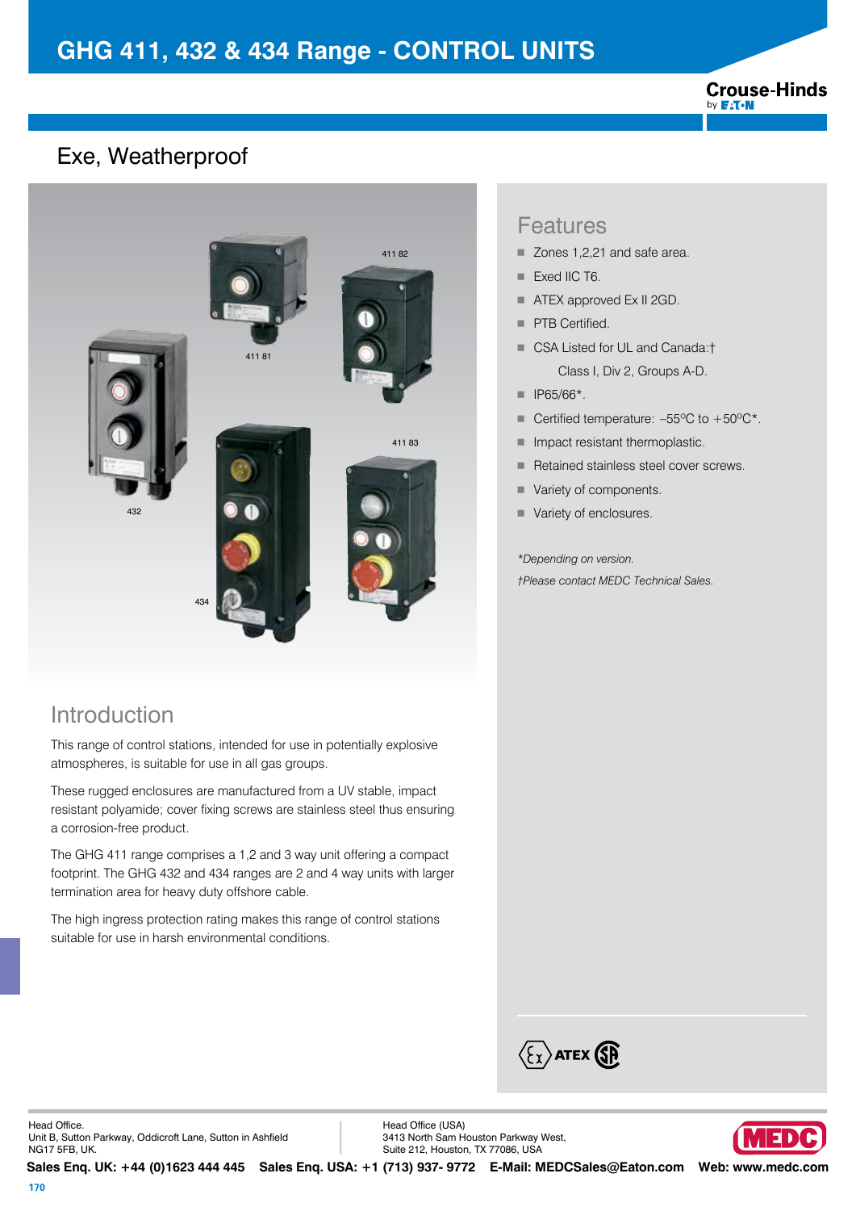# GHG 411, 432 & 434 Range - CONTROL UNITS

## Exe, Weatherproof

411 82

411 81

411 83

432

434

## Features

- Zones 1,2,21 and safe area.
- Exed IIC T6.
- ATEX approved Ex II 2GD.
- PTB Certified.
- CSA Listed for UL and Canada:†
  Class I, Div 2, Groups A-D.
- IP65/66*.
- Certified temperature: –55ºC to +50ºC*.
- Impact resistant thermoplastic.
- Retained stainless steel cover screws.
- Variety of components.
- Variety of enclosures.

*\*Depending on version.*

*†Please contact MEDC Technical Sales.*

## Introduction

This range of control stations, intended for use in potentially explosive atmospheres, is suitable for use in all gas groups.

These rugged enclosures are manufactured from a UV stable, impact resistant polyamide; cover fixing screws are stainless steel thus ensuring a corrosion-free product.

The GHG 411 range comprises a 1,2 and 3 way unit offering a compact footprint. The GHG 432 and 434 ranges are 2 and 4 way units with larger termination area for heavy duty offshore cable.

The high ingress protection rating makes this range of control stations suitable for use in harsh environmental conditions.

Head Office.
Unit B, Sutton Parkway, Oddicroft Lane, Sutton in Ashfield
NG17 5FB, UK.

Head Office (USA)
3413 North Sam Houston Parkway West,
Suite 212, Houston, TX 77086, USA

**Sales Enq. UK: +44 (0)1623 444 445 Sales Enq. USA: +1 (713) 937- 9772 E-Mail: MEDCSales@Eaton.com Web: www.medc.com**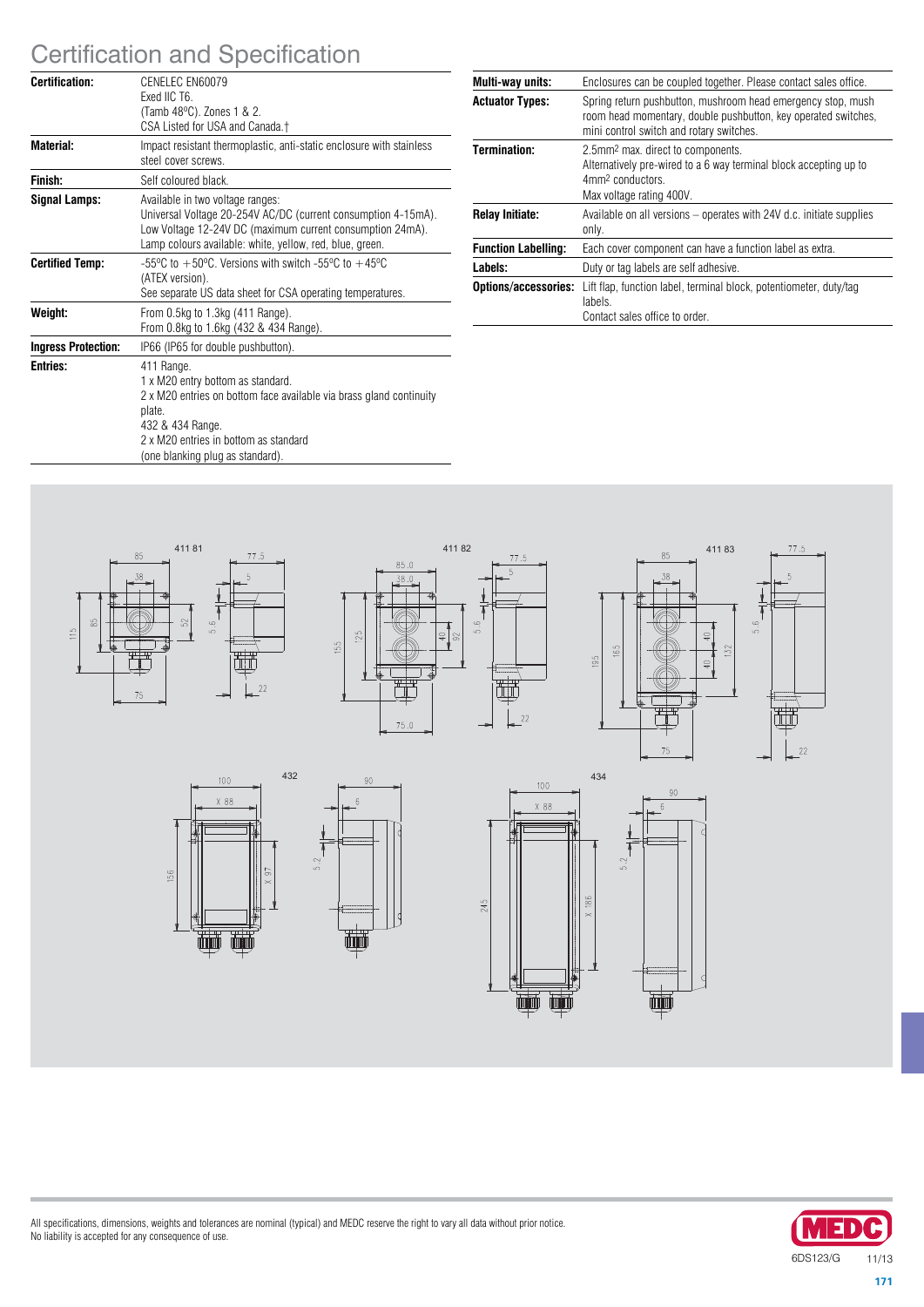# Certification and Specification

| | |
|---|---|
| **Certification:** | CENELEC EN60079<br>Exed IIC T6.<br>(Tamb 48ºC). Zones 1 & 2.<br>CSA Listed for USA and Canada.† |
| **Material:** | Impact resistant thermoplastic, anti-static enclosure with stainless steel cover screws. |
| **Finish:** | Self coloured black. |
| **Signal Lamps:** | Available in two voltage ranges:<br>Universal Voltage 20-254V AC/DC (current consumption 4-15mA).<br>Low Voltage 12-24V DC (maximum current consumption 24mA).<br>Lamp colours available: white, yellow, red, blue, green. |
| **Certified Temp:** | -55ºC to +50ºC. Versions with switch -55ºC to +45ºC (ATEX version).<br>See separate US data sheet for CSA operating temperatures. |
| **Weight:** | From 0.5kg to 1.3kg (411 Range).<br>From 0.8kg to 1.6kg (432 & 434 Range). |
| **Ingress Protection:** | IP66 (IP65 for double pushbutton). |
| **Entries:** | 411 Range.<br>1 x M20 entry bottom as standard.<br>2 x M20 entries on bottom face available via brass gland continuity plate.<br>432 & 434 Range.<br>2 x M20 entries in bottom as standard<br>(one blanking plug as standard). |
| **Multi-way units:** | Enclosures can be coupled together. Please contact sales office. |
| **Actuator Types:** | Spring return pushbutton, mushroom head emergency stop, mush room head momentary, double pushbutton, key operated switches, mini control switch and rotary switches. |
| **Termination:** | 2.5mm² max. direct to components.<br>Alternatively pre-wired to a 6 way terminal block accepting up to 4mm² conductors.<br>Max voltage rating 400V. |
| **Relay Initiate:** | Available on all versions – operates with 24V d.c. initiate supplies only. |
| **Function Labelling:** | Each cover component can have a function label as extra. |
| **Labels:** | Duty or tag labels are self adhesive. |
| **Options/accessories:** | Lift flap, function label, terminal block, potentiometer, duty/tag labels.<br>Contact sales office to order. |

All specifications, dimensions, weights and tolerances are nominal (typical) and MEDC reserve the right to vary all data without prior notice.
No liability is accepted for any consequence of use.

6DS123/G 11/13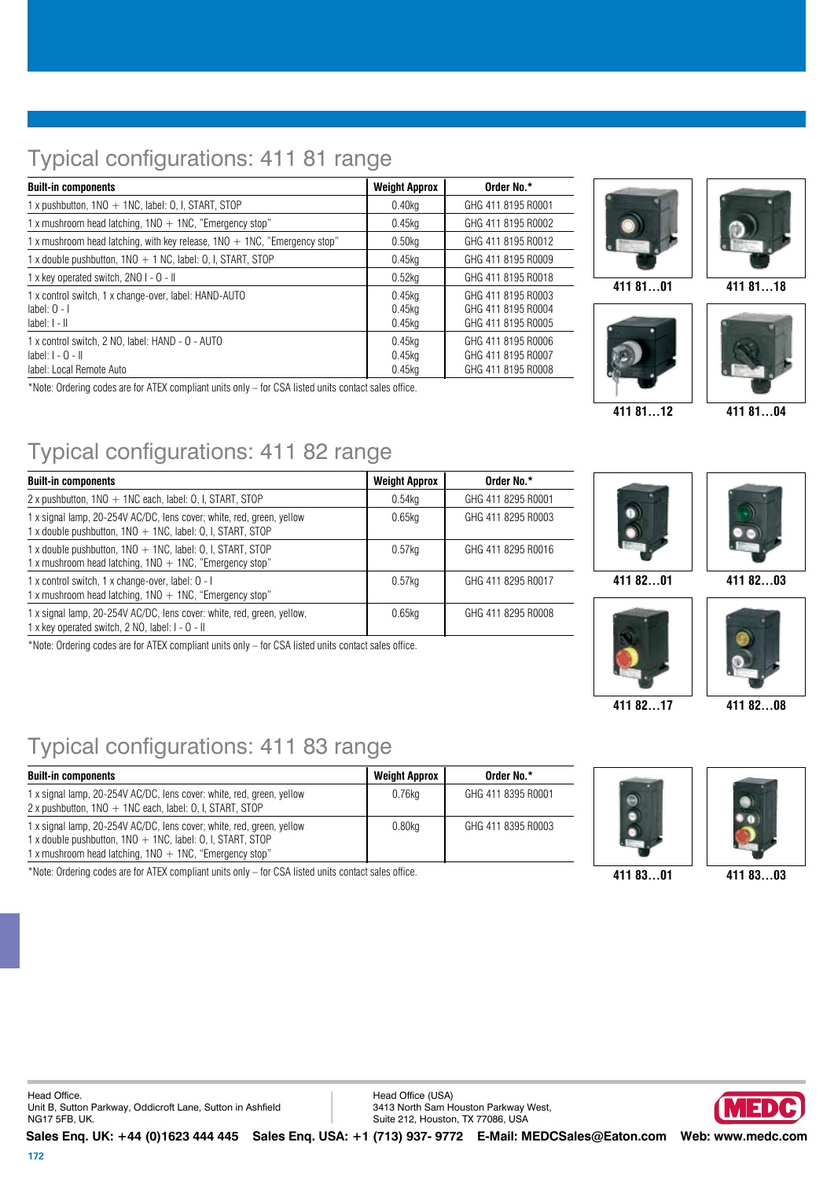## Typical configurations: 411 81 range

| Built-in components | Weight Approx | Order No.* |
|---|---|---|
| 1 x pushbutton, 1NO + 1NC, label: 0, I, START, STOP | 0.40kg | GHG 411 8195 R0001 |
| 1 x mushroom head latching, 1NO + 1NC, "Emergency stop" | 0.45kg | GHG 411 8195 R0002 |
| 1 x mushroom head latching, with key release, 1NO + 1NC, "Emergency stop" | 0.50kg | GHG 411 8195 R0012 |
| 1 x double pushbutton, 1NO + 1 NC, label: 0, I, START, STOP | 0.45kg | GHG 411 8195 R0009 |
| 1 x key operated switch, 2NO I - 0 - II | 0.52kg | GHG 411 8195 R0018 |
| 1 x control switch, 1 x change-over, label: HAND-AUTO<br>label: 0 - I<br>label: I - II | 0.45kg<br>0.45kg<br>0.45kg | GHG 411 8195 R0003<br>GHG 411 8195 R0004<br>GHG 411 8195 R0005 |
| 1 x control switch, 2 NO, label: HAND - 0 - AUTO<br>label: I - 0 - II<br>label: Local Remote Auto | 0.45kg<br>0.45kg<br>0.45kg | GHG 411 8195 R0006<br>GHG 411 8195 R0007<br>GHG 411 8195 R0008 |

*Note: Ordering codes are for ATEX compliant units only – for CSA listed units contact sales office.

411 81…01

411 81…18

411 81…12

411 81…04

## Typical configurations: 411 82 range

| Built-in components | Weight Approx | Order No.* |
|---|---|---|
| 2 x pushbutton, 1NO + 1NC each, label: 0, I, START, STOP | 0.54kg | GHG 411 8295 R0001 |
| 1 x signal lamp, 20-254V AC/DC, lens cover; white, red, green, yellow<br>1 x double pushbutton, 1NO + 1NC, label: 0, I, START, STOP | 0.65kg | GHG 411 8295 R0003 |
| 1 x double pushbutton, 1NO + 1NC, label: 0, I, START, STOP<br>1 x mushroom head latching, 1NO + 1NC, "Emergency stop" | 0.57kg | GHG 411 8295 R0016 |
| 1 x control switch, 1 x change-over, label: 0 - I<br>1 x mushroom head latching, 1NO + 1NC, "Emergency stop" | 0.57kg | GHG 411 8295 R0017 |
| 1 x signal lamp, 20-254V AC/DC, lens cover: white, red, green, yellow,<br>1 x key operated switch, 2 NO, label: I - 0 - II | 0.65kg | GHG 411 8295 R0008 |

*Note: Ordering codes are for ATEX compliant units only – for CSA listed units contact sales office.

411 82…01

411 82…03

411 82…17

411 82…08

## Typical configurations: 411 83 range

| Built-in components | Weight Approx | Order No.* |
|---|---|---|
| 1 x signal lamp, 20-254V AC/DC, lens cover: white, red, green, yellow<br>2 x pushbutton, 1NO + 1NC each, label: 0, I, START, STOP | 0.76kg | GHG 411 8395 R0001 |
| 1 x signal lamp, 20-254V AC/DC, lens cover: white, red, green, yellow<br>1 x double pushbutton, 1NO + 1NC, label: 0, I, START, STOP<br>1 x mushroom head latching, 1NO + 1NC, "Emergency stop" | 0.80kg | GHG 411 8395 R0003 |

*Note: Ordering codes are for ATEX compliant units only – for CSA listed units contact sales office.

411 83…01

411 83…03

Head Office.
Unit B, Sutton Parkway, Oddicroft Lane, Sutton in Ashfield
NG17 5FB, UK.

Head Office (USA)
3413 North Sam Houston Parkway West,
Suite 212, Houston, TX 77086, USA

**Sales Enq. UK: +44 (0)1623 444 445 Sales Enq. USA: +1 (713) 937- 9772 E-Mail: MEDCSales@Eaton.com Web: www.medc.com**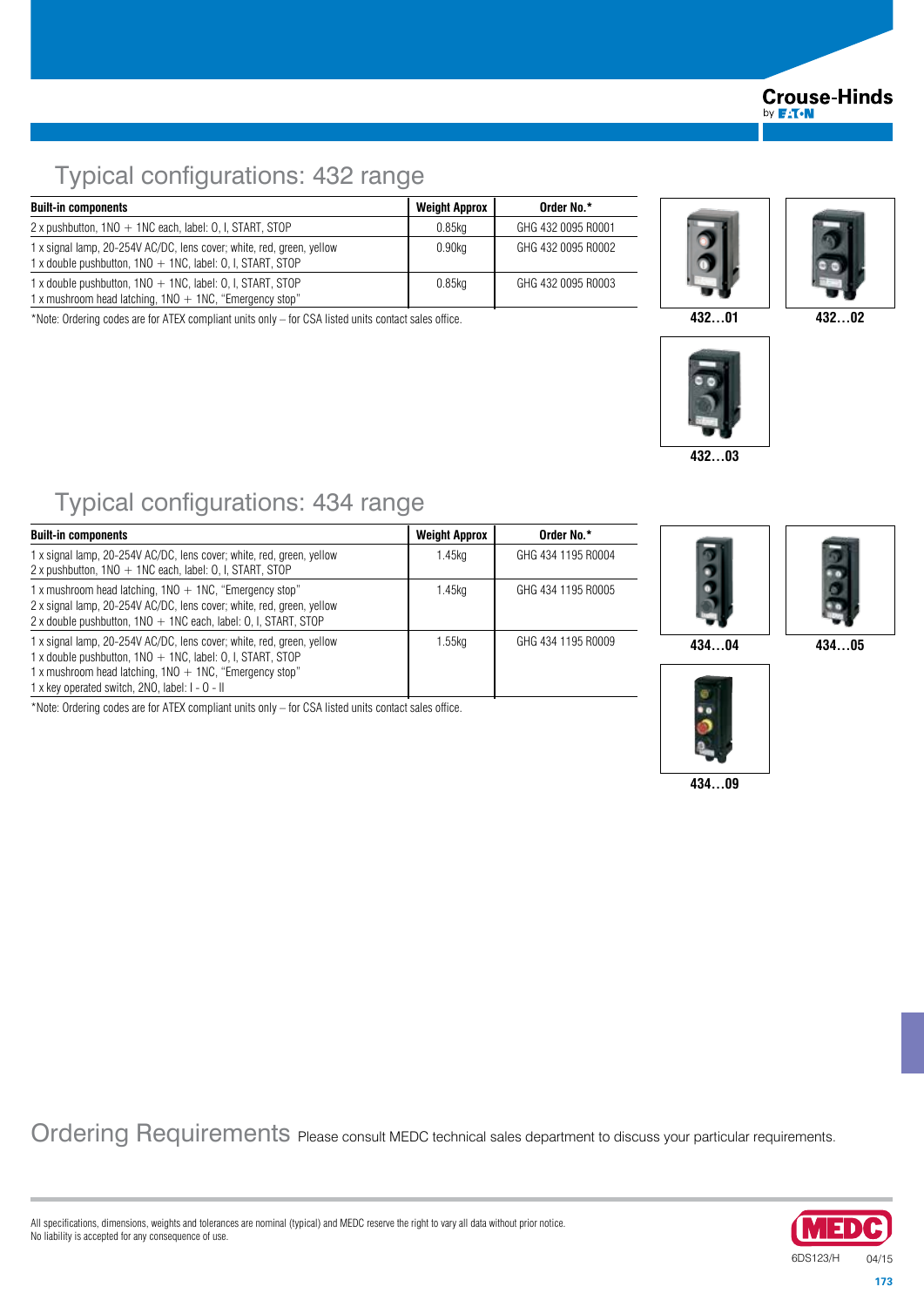## Typical configurations: 432 range

| Built-in components | Weight Approx | Order No.* |
|---|---|---|
| 2 x pushbutton, 1NO + 1NC each, label: O, I, START, STOP | 0.85kg | GHG 432 0095 R0001 |
| 1 x signal lamp, 20-254V AC/DC, lens cover; white, red, green, yellow<br>1 x double pushbutton, 1NO + 1NC, label: O, I, START, STOP | 0.90kg | GHG 432 0095 R0002 |
| 1 x double pushbutton, 1NO + 1NC, label: O, I, START, STOP<br>1 x mushroom head latching, 1NO + 1NC, "Emergency stop" | 0.85kg | GHG 432 0095 R0003 |

*Note: Ordering codes are for ATEX compliant units only – for CSA listed units contact sales office.

432…01

432…02

432…03

## Typical configurations: 434 range

| Built-in components | Weight Approx | Order No.* |
|---|---|---|
| 1 x signal lamp, 20-254V AC/DC, lens cover; white, red, green, yellow<br>2 x pushbutton, 1NO + 1NC each, label: O, I, START, STOP | 1.45kg | GHG 434 1195 R0004 |
| 1 x mushroom head latching, 1NO + 1NC, "Emergency stop"<br>2 x signal lamp, 20-254V AC/DC, lens cover; white, red, green, yellow<br>2 x double pushbutton, 1NO + 1NC each, label: O, I, START, STOP | 1.45kg | GHG 434 1195 R0005 |
| 1 x signal lamp, 20-254V AC/DC, lens cover; white, red, green, yellow<br>1 x double pushbutton, 1NO + 1NC, label: O, I, START, STOP<br>1 x mushroom head latching, 1NO + 1NC, "Emergency stop"<br>1 x key operated switch, 2NO, label: I - O - II | 1.55kg | GHG 434 1195 R0009 |

*Note: Ordering codes are for ATEX compliant units only – for CSA listed units contact sales office.

434…04

434…05

434…09

## Ordering Requirements

Please consult MEDC technical sales department to discuss your particular requirements.

All specifications, dimensions, weights and tolerances are nominal (typical) and MEDC reserve the right to vary all data without prior notice.
No liability is accepted for any consequence of use.

6DS123/H 04/15